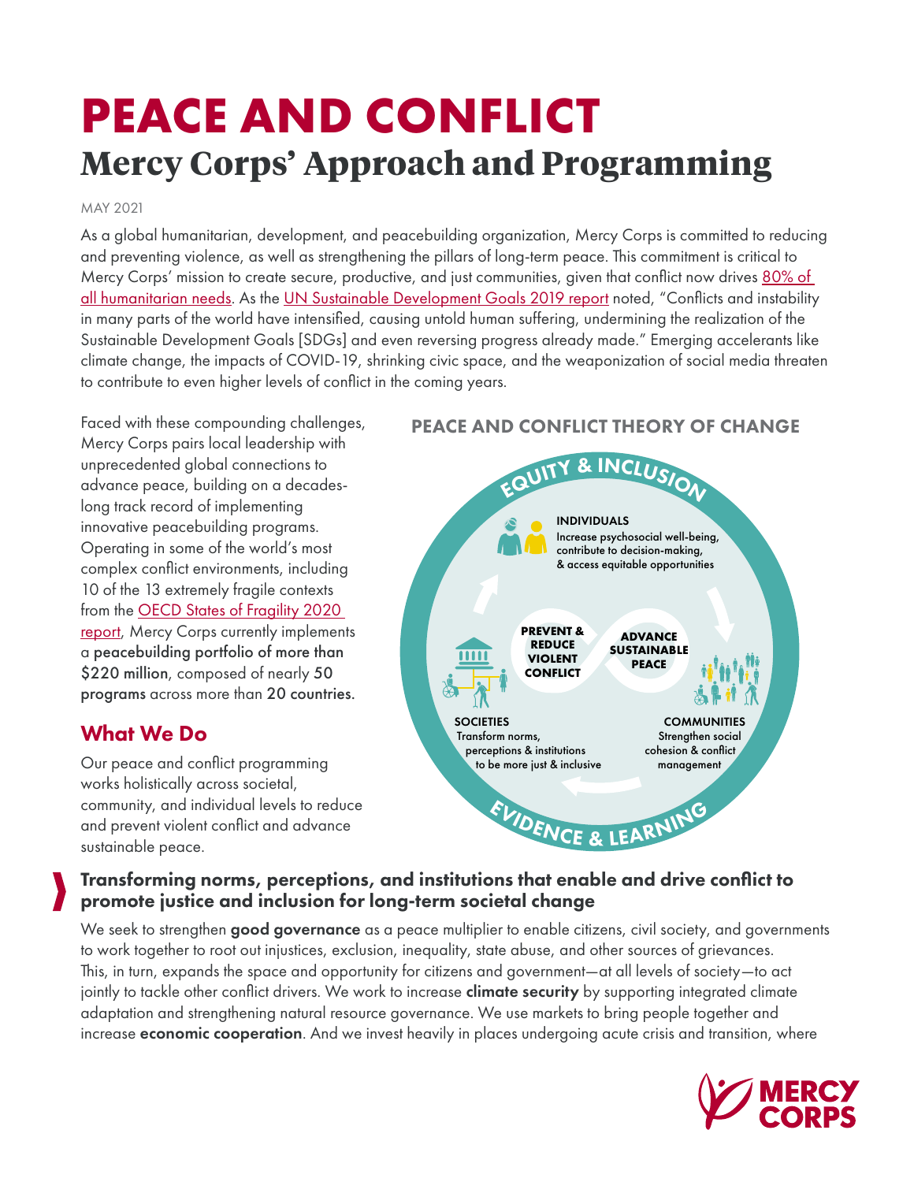# PEACE AND CONFLICT
## Mercy Corps' Approach and Programming

MAY 2021

As a global humanitarian, development, and peacebuilding organization, Mercy Corps is committed to reducing and preventing violence, as well as strengthening the pillars of long-term peace. This commitment is critical to Mercy Corps' mission to create secure, productive, and just communities, given that conflict now drives 80% of all humanitarian needs. As the UN Sustainable Development Goals 2019 report noted, "Conflicts and instability in many parts of the world have intensified, causing untold human suffering, undermining the realization of the Sustainable Development Goals [SDGs] and even reversing progress already made." Emerging accelerants like climate change, the impacts of COVID-19, shrinking civic space, and the weaponization of social media threaten to contribute to even higher levels of conflict in the coming years.

Faced with these compounding challenges, Mercy Corps pairs local leadership with unprecedented global connections to advance peace, building on a decades-long track record of implementing innovative peacebuilding programs. Operating in some of the world's most complex conflict environments, including 10 of the 13 extremely fragile contexts from the OECD States of Fragility 2020 report, Mercy Corps currently implements a **peacebuilding portfolio of more than $220 million**, composed of nearly **50 programs** across more than **20 countries.**

### PEACE AND CONFLICT THEORY OF CHANGE

**EQUITY & INCLUSION**

**INDIVIDUALS**
Increase psychosocial well-being, contribute to decision-making, & access equitable opportunities

**PREVENT & REDUCE VIOLENT CONFLICT**

**ADVANCE SUSTAINABLE PEACE**

**SOCIETIES**
Transform norms, perceptions & institutions to be more just & inclusive

**COMMUNITIES**
Strengthen social cohesion & conflict management

**EVIDENCE & LEARNING**

## What We Do

Our peace and conflict programming works holistically across societal, community, and individual levels to reduce and prevent violent conflict and advance sustainable peace.

### Transforming norms, perceptions, and institutions that enable and drive conflict to promote justice and inclusion for long-term societal change

We seek to strengthen **good governance** as a peace multiplier to enable citizens, civil society, and governments to work together to root out injustices, exclusion, inequality, state abuse, and other sources of grievances. This, in turn, expands the space and opportunity for citizens and government—at all levels of society—to act jointly to tackle other conflict drivers. We work to increase **climate security** by supporting integrated climate adaptation and strengthening natural resource governance. We use markets to bring people together and increase **economic cooperation**. And we invest heavily in places undergoing acute crisis and transition, where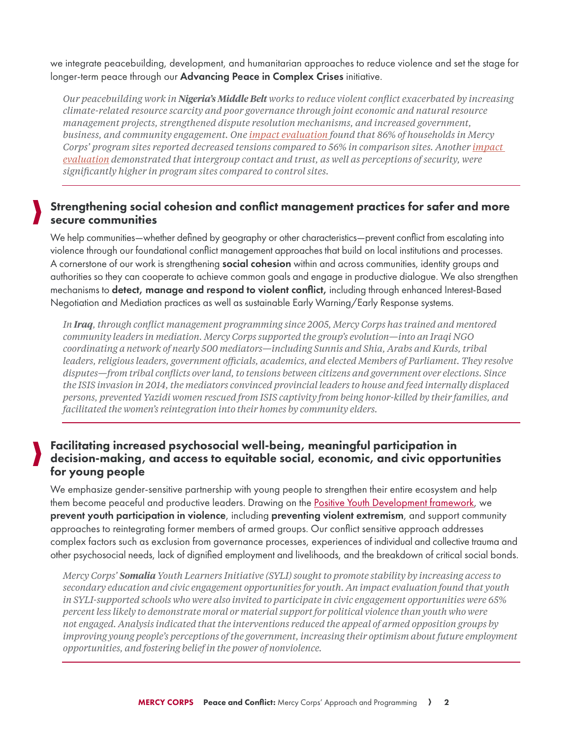we integrate peacebuilding, development, and humanitarian approaches to reduce violence and set the stage for longer-term peace through our **Advancing Peace in Complex Crises** initiative.

> *Our peacebuilding work in **Nigeria's Middle Belt** works to reduce violent conflict exacerbated by increasing climate-related resource scarcity and poor governance through joint economic and natural resource management projects, strengthened dispute resolution mechanisms, and increased government, business, and community engagement. One [impact evaluation](#) found that 86% of households in Mercy Corps' program sites reported decreased tensions compared to 56% in comparison sites. Another [impact evaluation](#) demonstrated that intergroup contact and trust, as well as perceptions of security, were significantly higher in program sites compared to control sites.*

## Strengthening social cohesion and conflict management practices for safer and more secure communities

We help communities—whether defined by geography or other characteristics—prevent conflict from escalating into violence through our foundational conflict management approaches that build on local institutions and processes. A cornerstone of our work is strengthening **social cohesion** within and across communities, identity groups and authorities so they can cooperate to achieve common goals and engage in productive dialogue. We also strengthen mechanisms to **detect, manage and respond to violent conflict,** including through enhanced Interest-Based Negotiation and Mediation practices as well as sustainable Early Warning/Early Response systems.

> *In **Iraq**, through conflict management programming since 2005, Mercy Corps has trained and mentored community leaders in mediation. Mercy Corps supported the group's evolution—into an Iraqi NGO coordinating a network of nearly 500 mediators—including Sunnis and Shia, Arabs and Kurds, tribal leaders, religious leaders, government officials, academics, and elected Members of Parliament. They resolve disputes—from tribal conflicts over land, to tensions between citizens and government over elections. Since the ISIS invasion in 2014, the mediators convinced provincial leaders to house and feed internally displaced persons, prevented Yazidi women rescued from ISIS captivity from being honor-killed by their families, and facilitated the women's reintegration into their homes by community elders.*

## Facilitating increased psychosocial well-being, meaningful participation in decision-making, and access to equitable social, economic, and civic opportunities for young people

We emphasize gender-sensitive partnership with young people to strengthen their entire ecosystem and help them become peaceful and productive leaders. Drawing on the [Positive Youth Development framework](#), we **prevent youth participation in violence**, including **preventing violent extremism**, and support community approaches to reintegrating former members of armed groups. Our conflict sensitive approach addresses complex factors such as exclusion from governance processes, experiences of individual and collective trauma and other psychosocial needs, lack of dignified employment and livelihoods, and the breakdown of critical social bonds.

> *Mercy Corps' **Somalia** Youth Learners Initiative (SYLI) sought to promote stability by increasing access to secondary education and civic engagement opportunities for youth. An impact evaluation found that youth in SYLI-supported schools who were also invited to participate in civic engagement opportunities were 65% percent less likely to demonstrate moral or material support for political violence than youth who were not engaged. Analysis indicated that the interventions reduced the appeal of armed opposition groups by improving young people's perceptions of the government, increasing their optimism about future employment opportunities, and fostering belief in the power of nonviolence.*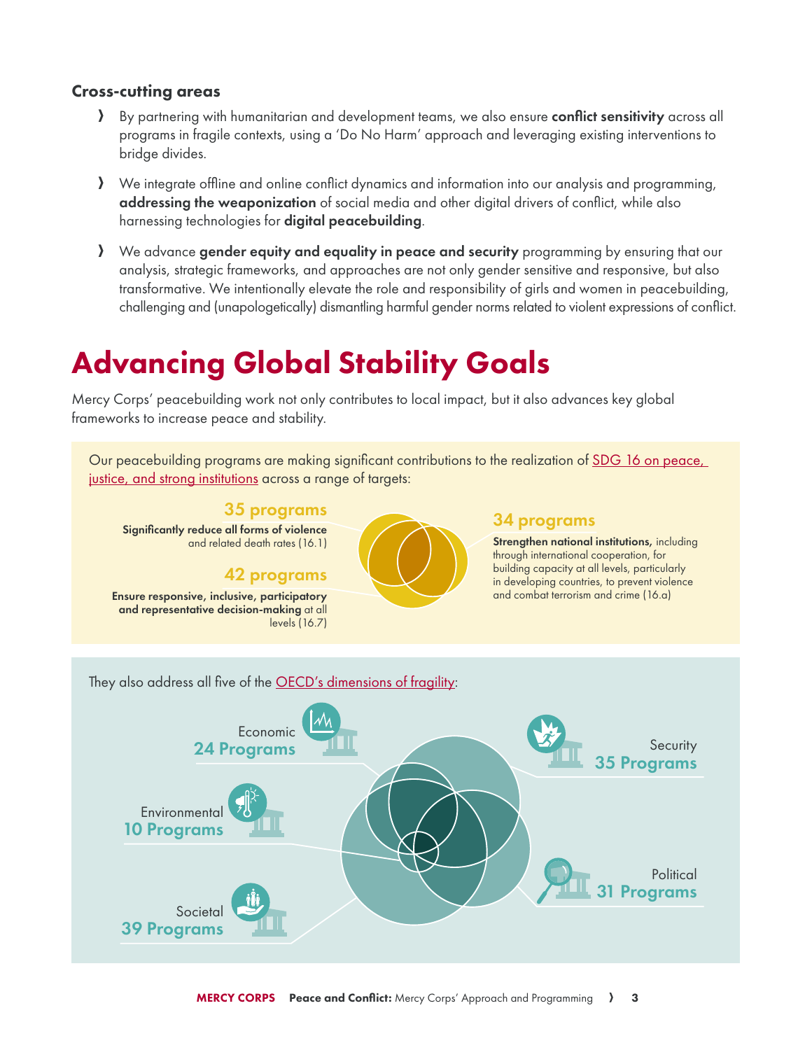### Cross-cutting areas

- By partnering with humanitarian and development teams, we also ensure **conflict sensitivity** across all programs in fragile contexts, using a 'Do No Harm' approach and leveraging existing interventions to bridge divides.
- We integrate offline and online conflict dynamics and information into our analysis and programming, **addressing the weaponization** of social media and other digital drivers of conflict, while also harnessing technologies for **digital peacebuilding**.
- We advance **gender equity and equality in peace and security** programming by ensuring that our analysis, strategic frameworks, and approaches are not only gender sensitive and responsive, but also transformative. We intentionally elevate the role and responsibility of girls and women in peacebuilding, challenging and (unapologetically) dismantling harmful gender norms related to violent expressions of conflict.

# Advancing Global Stability Goals

Mercy Corps' peacebuilding work not only contributes to local impact, but it also advances key global frameworks to increase peace and stability.

Our peacebuilding programs are making significant contributions to the realization of SDG 16 on peace, justice, and strong institutions across a range of targets:

**35 programs**
**Significantly reduce all forms of violence** and related death rates (16.1)

**42 programs**
**Ensure responsive, inclusive, participatory and representative decision-making** at all levels (16.7)

**34 programs**
**Strengthen national institutions,** including through international cooperation, for building capacity at all levels, particularly in developing countries, to prevent violence and combat terrorism and crime (16.a)

They also address all five of the OECD's dimensions of fragility:

Economic
**24 Programs**

Environmental
**10 Programs**

Societal
**39 Programs**

Security
**35 Programs**

Political
**31 Programs**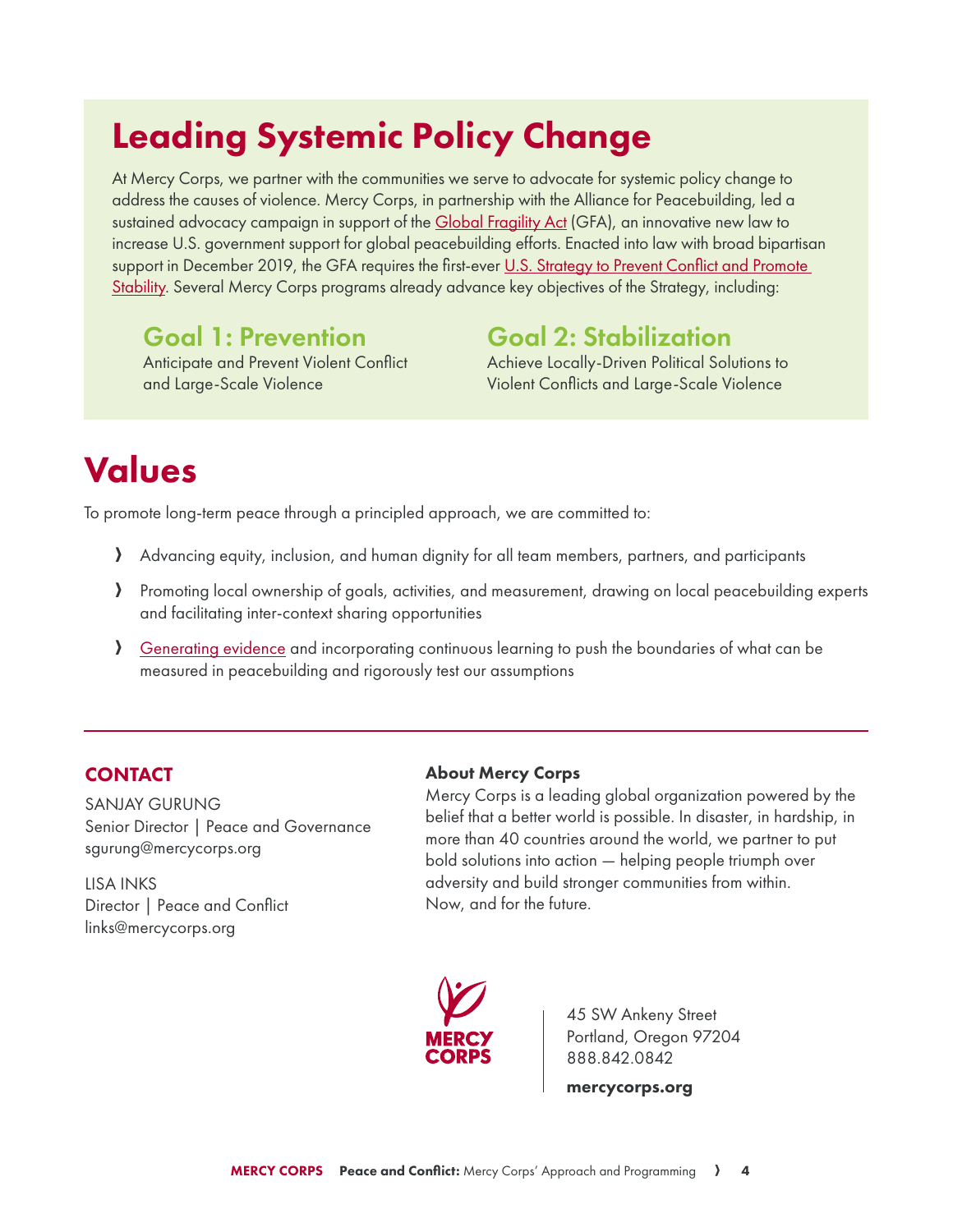## Leading Systemic Policy Change

At Mercy Corps, we partner with the communities we serve to advocate for systemic policy change to address the causes of violence. Mercy Corps, in partnership with the Alliance for Peacebuilding, led a sustained advocacy campaign in support of the Global Fragility Act (GFA), an innovative new law to increase U.S. government support for global peacebuilding efforts. Enacted into law with broad bipartisan support in December 2019, the GFA requires the first-ever U.S. Strategy to Prevent Conflict and Promote Stability. Several Mercy Corps programs already advance key objectives of the Strategy, including:

### Goal 1: Prevention

Anticipate and Prevent Violent Conflict and Large-Scale Violence

### Goal 2: Stabilization

Achieve Locally-Driven Political Solutions to Violent Conflicts and Large-Scale Violence

## Values

To promote long-term peace through a principled approach, we are committed to:

- Advancing equity, inclusion, and human dignity for all team members, partners, and participants
- Promoting local ownership of goals, activities, and measurement, drawing on local peacebuilding experts and facilitating inter-context sharing opportunities
- Generating evidence and incorporating continuous learning to push the boundaries of what can be measured in peacebuilding and rigorously test our assumptions

---

**CONTACT**

SANJAY GURUNG
Senior Director | Peace and Governance
sgurung@mercycorps.org

LISA INKS
Director | Peace and Conflict
links@mercycorps.org

**About Mercy Corps**

Mercy Corps is a leading global organization powered by the belief that a better world is possible. In disaster, in hardship, in more than 40 countries around the world, we partner to put bold solutions into action — helping people triumph over adversity and build stronger communities from within. Now, and for the future.

MERCY CORPS

45 SW Ankeny Street
Portland, Oregon 97204
888.842.0842

**mercycorps.org**